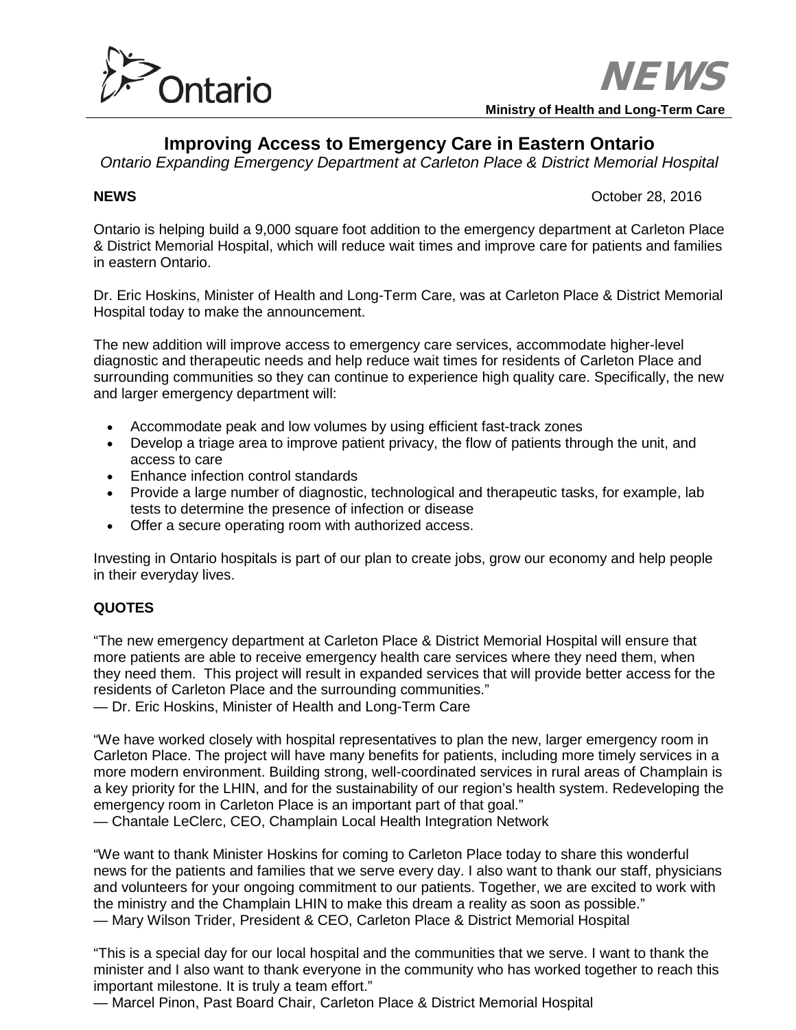Ontario

**NEWS**

**Ministry of Health and Long-Term Care**

# Improving Access to Emergency Care in Eastern Ontario

*Ontario Expanding Emergency Department at Carleton Place & District Memorial Hospital*

**NEWS** October 28, 2016

Ontario is helping build a 9,000 square foot addition to the emergency department at Carleton Place & District Memorial Hospital, which will reduce wait times and improve care for patients and families in eastern Ontario.

Dr. Eric Hoskins, Minister of Health and Long-Term Care, was at Carleton Place & District Memorial Hospital today to make the announcement.

The new addition will improve access to emergency care services, accommodate higher-level diagnostic and therapeutic needs and help reduce wait times for residents of Carleton Place and surrounding communities so they can continue to experience high quality care. Specifically, the new and larger emergency department will:

- Accommodate peak and low volumes by using efficient fast-track zones
- Develop a triage area to improve patient privacy, the flow of patients through the unit, and access to care
- Enhance infection control standards
- Provide a large number of diagnostic, technological and therapeutic tasks, for example, lab tests to determine the presence of infection or disease
- Offer a secure operating room with authorized access.

Investing in Ontario hospitals is part of our plan to create jobs, grow our economy and help people in their everyday lives.

## QUOTES

"The new emergency department at Carleton Place & District Memorial Hospital will ensure that more patients are able to receive emergency health care services where they need them, when they need them. This project will result in expanded services that will provide better access for the residents of Carleton Place and the surrounding communities."
— Dr. Eric Hoskins, Minister of Health and Long-Term Care

"We have worked closely with hospital representatives to plan the new, larger emergency room in Carleton Place. The project will have many benefits for patients, including more timely services in a more modern environment. Building strong, well-coordinated services in rural areas of Champlain is a key priority for the LHIN, and for the sustainability of our region's health system. Redeveloping the emergency room in Carleton Place is an important part of that goal."
— Chantale LeClerc, CEO, Champlain Local Health Integration Network

"We want to thank Minister Hoskins for coming to Carleton Place today to share this wonderful news for the patients and families that we serve every day. I also want to thank our staff, physicians and volunteers for your ongoing commitment to our patients. Together, we are excited to work with the ministry and the Champlain LHIN to make this dream a reality as soon as possible."
— Mary Wilson Trider, President & CEO, Carleton Place & District Memorial Hospital

"This is a special day for our local hospital and the communities that we serve. I want to thank the minister and I also want to thank everyone in the community who has worked together to reach this important milestone. It is truly a team effort."
— Marcel Pinon, Past Board Chair, Carleton Place & District Memorial Hospital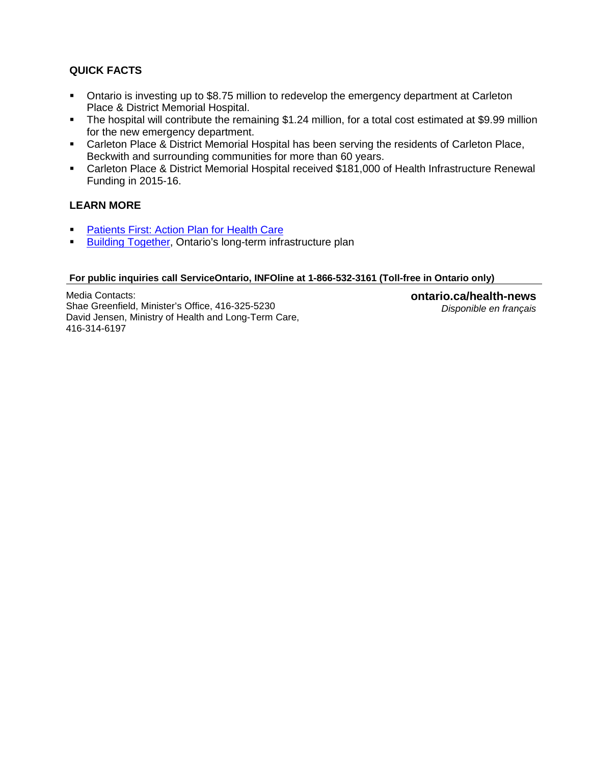## QUICK FACTS

- Ontario is investing up to $8.75 million to redevelop the emergency department at Carleton Place & District Memorial Hospital.
- The hospital will contribute the remaining $1.24 million, for a total cost estimated at $9.99 million for the new emergency department.
- Carleton Place & District Memorial Hospital has been serving the residents of Carleton Place, Beckwith and surrounding communities for more than 60 years.
- Carleton Place & District Memorial Hospital received $181,000 of Health Infrastructure Renewal Funding in 2015-16.

## LEARN MORE

- Patients First: Action Plan for Health Care
- Building Together, Ontario's long-term infrastructure plan

**For public inquiries call ServiceOntario, INFOline at 1-866-532-3161 (Toll-free in Ontario only)**

Media Contacts:
Shae Greenfield, Minister's Office, 416-325-5230
David Jensen, Ministry of Health and Long-Term Care, 416-314-6197

**ontario.ca/health-news**
*Disponible en français*